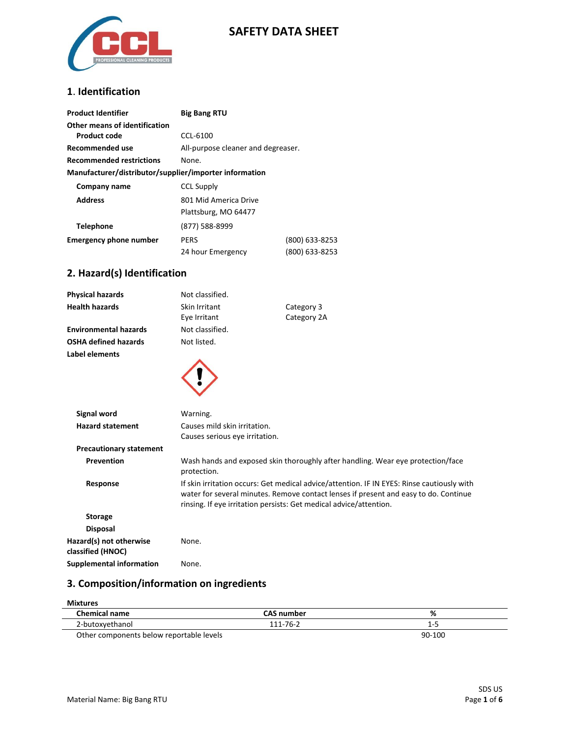# SAFETY DATA SHEET

## 1. Identification

| | | |
|---|---|---|
| **Product Identifier** | **Big Bang RTU** | |
| **Other means of identification** | | |
| **Product code** | CCL-6100 | |
| **Recommended use** | All-purpose cleaner and degreaser. | |
| **Recommended restrictions** | None. | |
| **Manufacturer/distributor/supplier/importer information** | | |
| **Company name** | CCL Supply | |
| **Address** | 801 Mid America Drive<br>Plattsburg, MO 64477 | |
| **Telephone** | (877) 588-8999 | |
| **Emergency phone number** | PERS | (800) 633-8253 |
| | 24 hour Emergency | (800) 633-8253 |

## 2. Hazard(s) Identification

| | | |
|---|---|---|
| **Physical hazards** | Not classified. | |
| **Health hazards** | Skin Irritant | Category 3 |
| | Eye Irritant | Category 2A |
| **Environmental hazards** | Not classified. | |
| **OSHA defined hazards** | Not listed. | |
| **Label elements** | | |

**Signal word**: Warning.

**Hazard statement**: Causes mild skin irritation. Causes serious eye irritation.

**Precautionary statement**

**Prevention**: Wash hands and exposed skin thoroughly after handling. Wear eye protection/face protection.

**Response**: If skin irritation occurs: Get medical advice/attention. IF IN EYES: Rinse cautiously with water for several minutes. Remove contact lenses if present and easy to do. Continue rinsing. If eye irritation persists: Get medical advice/attention.

**Storage**

**Disposal**

**Hazard(s) not otherwise classified (HNOC)**: None.

**Supplemental information**: None.

## 3. Composition/information on ingredients

**Mixtures**

| Chemical name | CAS number | % |
|---|---|---|
| 2-butoxyethanol | 111-76-2 | 1-5 |
| Other components below reportable levels | | 90-100 |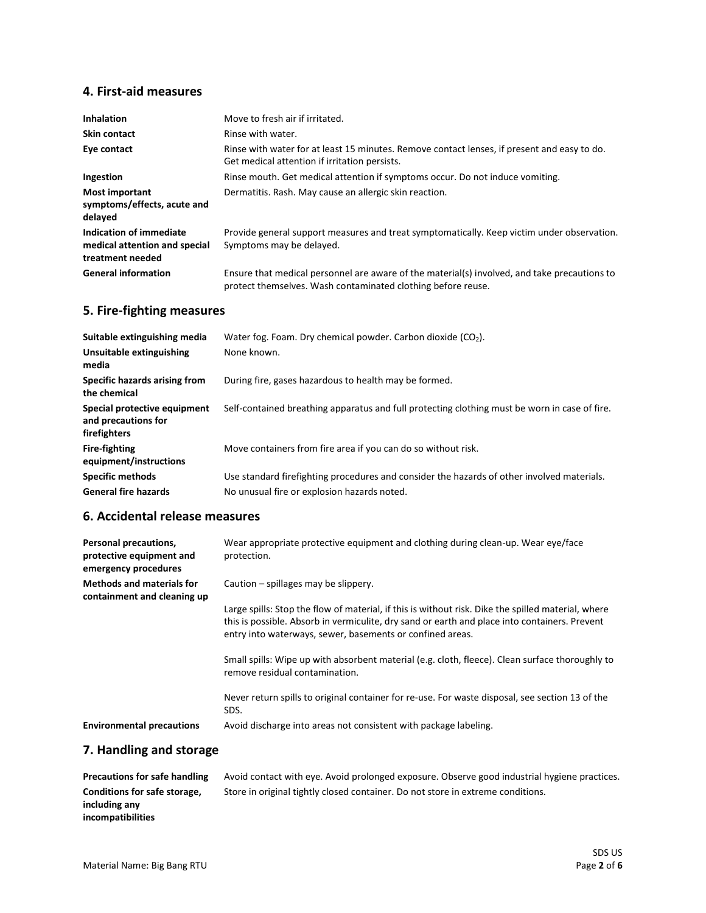## 4. First-aid measures

| | |
|---|---|
| **Inhalation** | Move to fresh air if irritated. |
| **Skin contact** | Rinse with water. |
| **Eye contact** | Rinse with water for at least 15 minutes. Remove contact lenses, if present and easy to do. Get medical attention if irritation persists. |
| **Ingestion** | Rinse mouth. Get medical attention if symptoms occur. Do not induce vomiting. |
| **Most important symptoms/effects, acute and delayed** | Dermatitis. Rash. May cause an allergic skin reaction. |
| **Indication of immediate medical attention and special treatment needed** | Provide general support measures and treat symptomatically. Keep victim under observation. Symptoms may be delayed. |
| **General information** | Ensure that medical personnel are aware of the material(s) involved, and take precautions to protect themselves. Wash contaminated clothing before reuse. |

## 5. Fire-fighting measures

| | |
|---|---|
| **Suitable extinguishing media** | Water fog. Foam. Dry chemical powder. Carbon dioxide ($CO_2$). |
| **Unsuitable extinguishing media** | None known. |
| **Specific hazards arising from the chemical** | During fire, gases hazardous to health may be formed. |
| **Special protective equipment and precautions for firefighters** | Self-contained breathing apparatus and full protecting clothing must be worn in case of fire. |
| **Fire-fighting equipment/instructions** | Move containers from fire area if you can do so without risk. |
| **Specific methods** | Use standard firefighting procedures and consider the hazards of other involved materials. |
| **General fire hazards** | No unusual fire or explosion hazards noted. |

## 6. Accidental release measures

| | |
|---|---|
| **Personal precautions, protective equipment and emergency procedures** | Wear appropriate protective equipment and clothing during clean-up. Wear eye/face protection. |
| **Methods and materials for containment and cleaning up** | Caution – spillages may be slippery.<br><br>Large spills: Stop the flow of material, if this is without risk. Dike the spilled material, where this is possible. Absorb in vermiculite, dry sand or earth and place into containers. Prevent entry into waterways, sewer, basements or confined areas.<br><br>Small spills: Wipe up with absorbent material (e.g. cloth, fleece). Clean surface thoroughly to remove residual contamination.<br><br>Never return spills to original container for re-use. For waste disposal, see section 13 of the SDS. |
| **Environmental precautions** | Avoid discharge into areas not consistent with package labeling. |

## 7. Handling and storage

| | |
|---|---|
| **Precautions for safe handling** | Avoid contact with eye. Avoid prolonged exposure. Observe good industrial hygiene practices. |
| **Conditions for safe storage, including any incompatibilities** | Store in original tightly closed container. Do not store in extreme conditions. |

Material Name: Big Bang RTU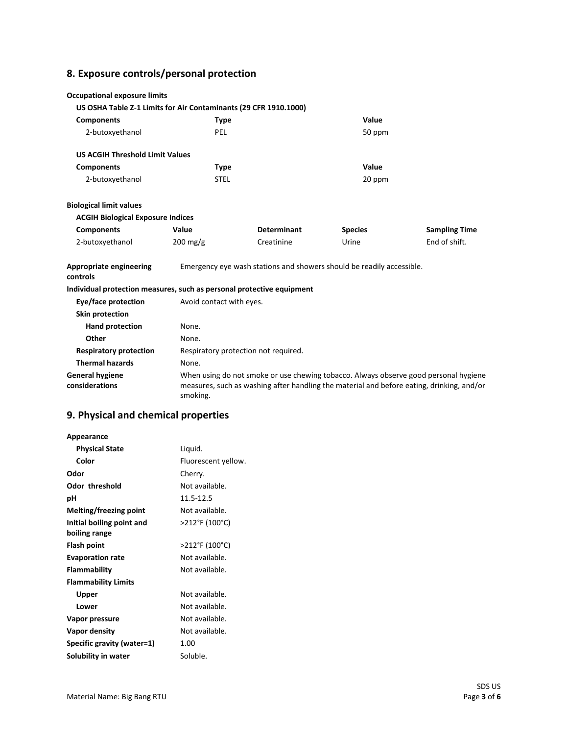## 8. Exposure controls/personal protection

**Occupational exposure limits**

**US OSHA Table Z-1 Limits for Air Contaminants (29 CFR 1910.1000)**

| Components | Type | Value |
|---|---|---|
| 2-butoxyethanol | PEL | 50 ppm |

**US ACGIH Threshold Limit Values**

| Components | Type | Value |
|---|---|---|
| 2-butoxyethanol | STEL | 20 ppm |

**Biological limit values**

**ACGIH Biological Exposure Indices**

| Components | Value | Determinant | Species | Sampling Time |
|---|---|---|---|---|
| 2-butoxyethanol | 200 mg/g | Creatinine | Urine | End of shift. |

| | |
|---|---|
| **Appropriate engineering controls** | Emergency eye wash stations and showers should be readily accessible. |

**Individual protection measures, such as personal protective equipment**

| | |
|---|---|
| **Eye/face protection** | Avoid contact with eyes. |
| **Skin protection** | |
| **Hand protection** | None. |
| **Other** | None. |
| **Respiratory protection** | Respiratory protection not required. |
| **Thermal hazards** | None. |
| **General hygiene considerations** | When using do not smoke or use chewing tobacco. Always observe good personal hygiene measures, such as washing after handling the material and before eating, drinking, and/or smoking. |

## 9. Physical and chemical properties

| | |
|---|---|
| **Appearance** | |
| **Physical State** | Liquid. |
| **Color** | Fluorescent yellow. |
| **Odor** | Cherry. |
| **Odor threshold** | Not available. |
| **pH** | 11.5-12.5 |
| **Melting/freezing point** | Not available. |
| **Initial boiling point and boiling range** | >212°F (100°C) |
| **Flash point** | >212°F (100°C) |
| **Evaporation rate** | Not available. |
| **Flammability** | Not available. |
| **Flammability Limits** | |
| **Upper** | Not available. |
| **Lower** | Not available. |
| **Vapor pressure** | Not available. |
| **Vapor density** | Not available. |
| **Specific gravity (water=1)** | 1.00 |
| **Solubility in water** | Soluble. |

Material Name: Big Bang RTU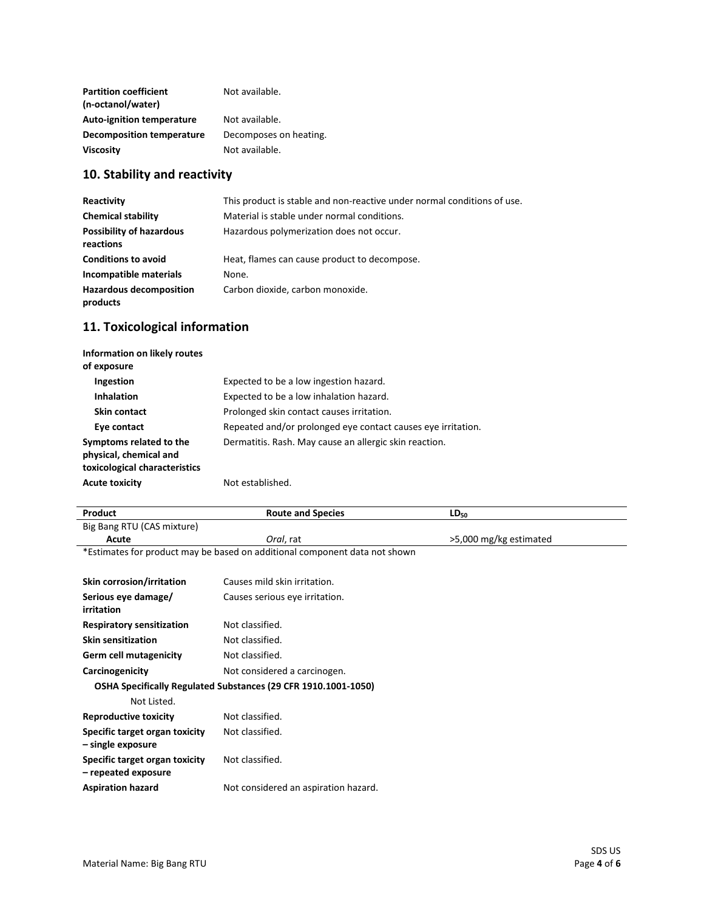| | |
|---|---|
| **Partition coefficient (n-octanol/water)** | Not available. |
| **Auto-ignition temperature** | Not available. |
| **Decomposition temperature** | Decomposes on heating. |
| **Viscosity** | Not available. |

## 10. Stability and reactivity

| | |
|---|---|
| **Reactivity** | This product is stable and non-reactive under normal conditions of use. |
| **Chemical stability** | Material is stable under normal conditions. |
| **Possibility of hazardous reactions** | Hazardous polymerization does not occur. |
| **Conditions to avoid** | Heat, flames can cause product to decompose. |
| **Incompatible materials** | None. |
| **Hazardous decomposition products** | Carbon dioxide, carbon monoxide. |

## 11. Toxicological information

**Information on likely routes of exposure**

| | |
|---|---|
| **Ingestion** | Expected to be a low ingestion hazard. |
| **Inhalation** | Expected to be a low inhalation hazard. |
| **Skin contact** | Prolonged skin contact causes irritation. |
| **Eye contact** | Repeated and/or prolonged eye contact causes eye irritation. |
| **Symptoms related to the physical, chemical and toxicological characteristics** | Dermatitis. Rash. May cause an allergic skin reaction. |
| **Acute toxicity** | Not established. |

| Product | Route and Species | $LD_{50}$ |
|---|---|---|
| Big Bang RTU (CAS mixture) | | |
| **Acute** | *Oral*, rat | >5,000 mg/kg estimated |

*Estimates for product may be based on additional component data not shown

| | |
|---|---|
| **Skin corrosion/irritation** | Causes mild skin irritation. |
| **Serious eye damage/ irritation** | Causes serious eye irritation. |
| **Respiratory sensitization** | Not classified. |
| **Skin sensitization** | Not classified. |
| **Germ cell mutagenicity** | Not classified. |
| **Carcinogenicity** | Not considered a carcinogen. |

**OSHA Specifically Regulated Substances (29 CFR 1910.1001-1050)**

Not Listed.

| | |
|---|---|
| **Reproductive toxicity** | Not classified. |
| **Specific target organ toxicity – single exposure** | Not classified. |
| **Specific target organ toxicity – repeated exposure** | Not classified. |
| **Aspiration hazard** | Not considered an aspiration hazard. |

Material Name: Big Bang RTU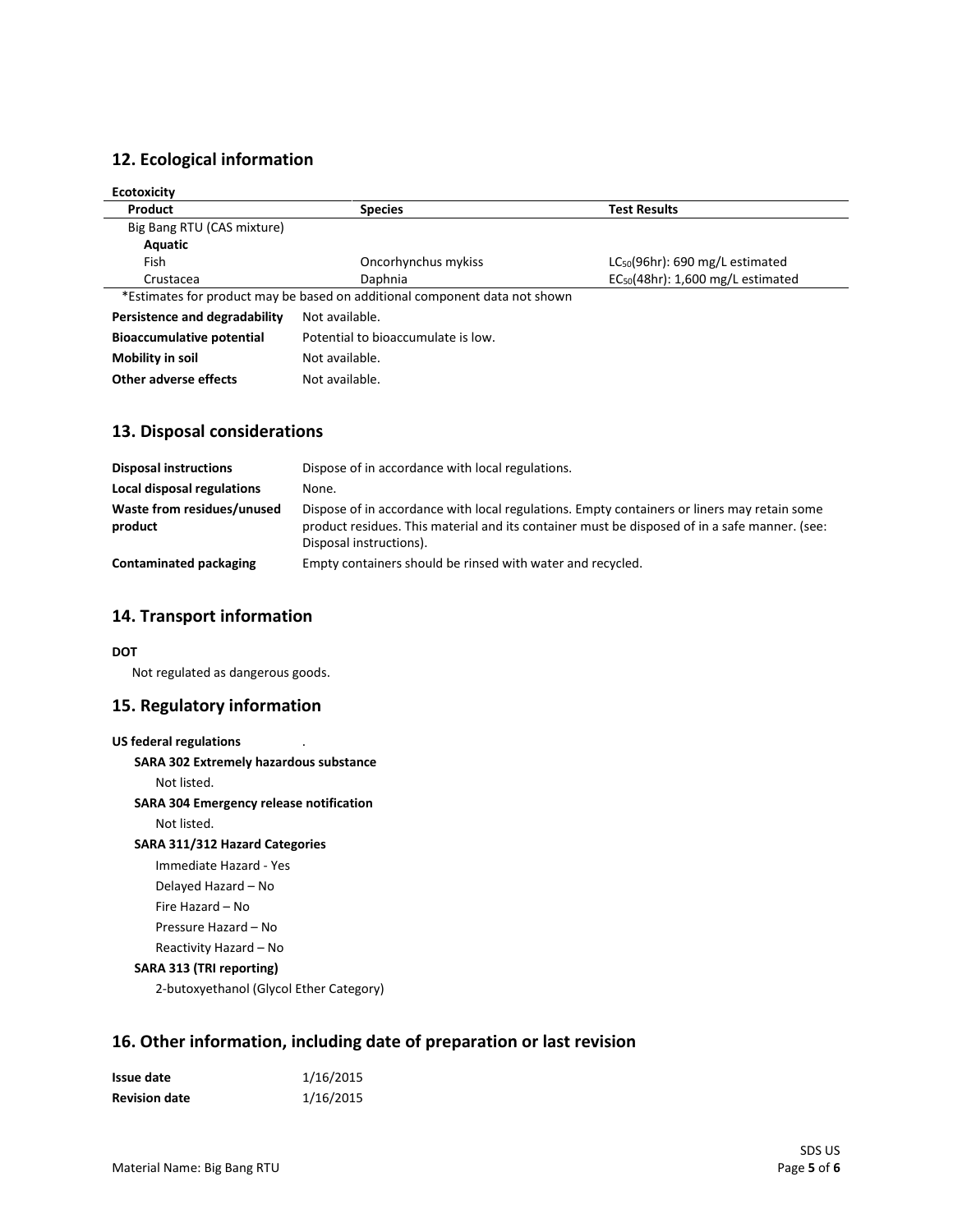## 12. Ecological information

**Ecotoxicity**

| Product | Species | Test Results |
|---|---|---|
| Big Bang RTU (CAS mixture) | | |
| **Aquatic** | | |
| Fish | Oncorhynchus mykiss | $LC_{50}$(96hr): 690 mg/L estimated |
| Crustacea | Daphnia | $EC_{50}$(48hr): 1,600 mg/L estimated |

*Estimates for product may be based on additional component data not shown

**Persistence and degradability** Not available.

**Bioaccumulative potential** Potential to bioaccumulate is low.

**Mobility in soil** Not available.

**Other adverse effects** Not available.

## 13. Disposal considerations

**Disposal instructions** Dispose of in accordance with local regulations.

**Local disposal regulations** None.

**Waste from residues/unused product** Dispose of in accordance with local regulations. Empty containers or liners may retain some product residues. This material and its container must be disposed of in a safe manner. (see: Disposal instructions).

**Contaminated packaging** Empty containers should be rinsed with water and recycled.

## 14. Transport information

**DOT**

Not regulated as dangerous goods.

## 15. Regulatory information

**US federal regulations** .

**SARA 302 Extremely hazardous substance**

Not listed.

**SARA 304 Emergency release notification**

Not listed.

**SARA 311/312 Hazard Categories**

Immediate Hazard - Yes

Delayed Hazard – No

Fire Hazard – No

Pressure Hazard – No

Reactivity Hazard – No

**SARA 313 (TRI reporting)**

2-butoxyethanol (Glycol Ether Category)

## 16. Other information, including date of preparation or last revision

**Issue date** 1/16/2015

**Revision date** 1/16/2015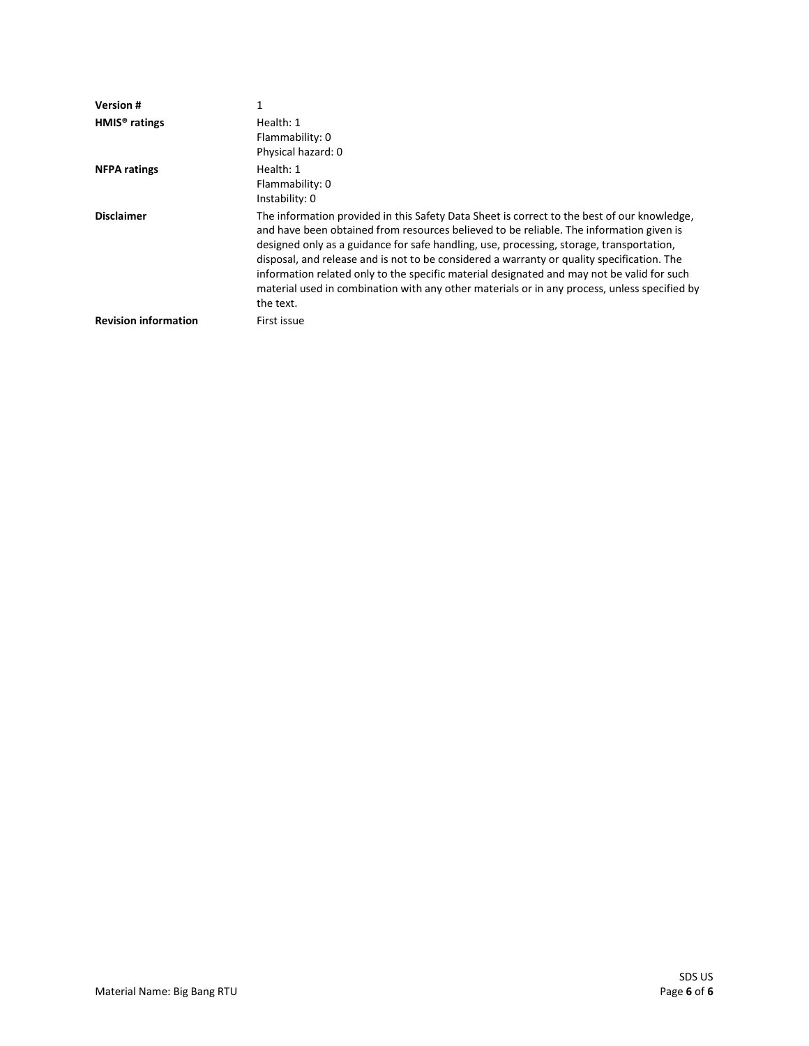| | |
|---|---|
| **Version #** | 1 |
| **HMIS® ratings** | Health: 1<br>Flammability: 0<br>Physical hazard: 0 |
| **NFPA ratings** | Health: 1<br>Flammability: 0<br>Instability: 0 |
| **Disclaimer** | The information provided in this Safety Data Sheet is correct to the best of our knowledge, and have been obtained from resources believed to be reliable. The information given is designed only as a guidance for safe handling, use, processing, storage, transportation, disposal, and release and is not to be considered a warranty or quality specification. The information related only to the specific material designated and may not be valid for such material used in combination with any other materials or in any process, unless specified by the text. |
| **Revision information** | First issue |

Material Name: Big Bang RTU